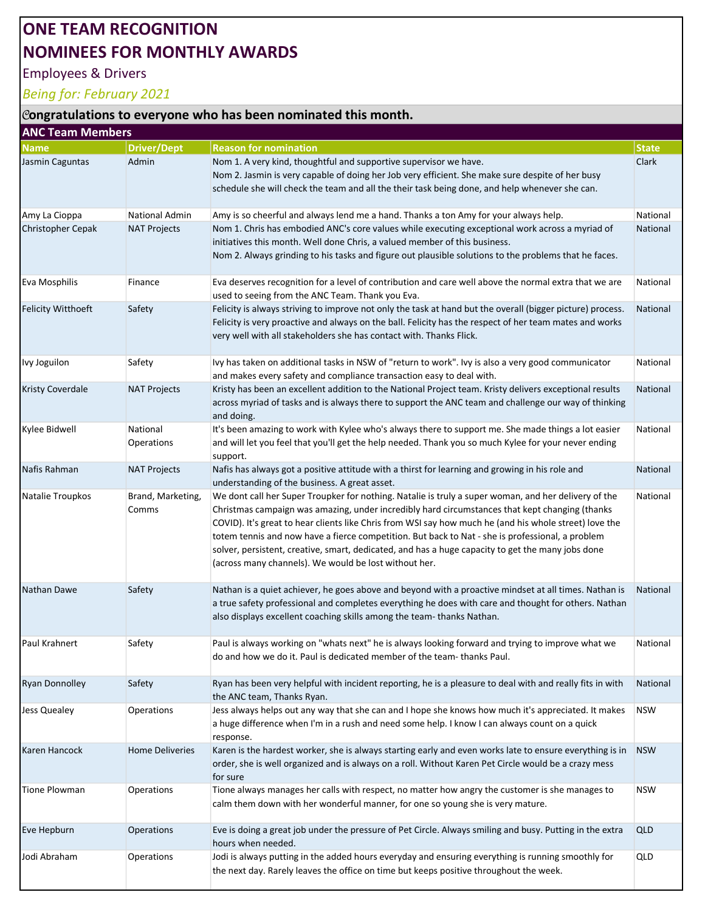# ONE TEAM RECOGNITION

# NOMINEES FOR MONTHLY AWARDS

Employees & Drivers

*Being for: February 2021*

**Congratulations to everyone who has been nominated this month.**

**ANC Team Members**

| Name | Driver/Dept | Reason for nomination | State |
|---|---|---|---|
| Jasmin Caguntas | Admin | Nom 1. A very kind, thoughtful and supportive supervisor we have.<br>Nom 2. Jasmin is very capable of doing her Job very efficient. She make sure despite of her busy schedule she will check the team and all the their task being done, and help whenever she can. | Clark |
| Amy La Cioppa | National Admin | Amy is so cheerful and always lend me a hand. Thanks a ton Amy for your always help. | National |
| Christopher Cepak | NAT Projects | Nom 1. Chris has embodied ANC's core values while executing exceptional work across a myriad of initiatives this month. Well done Chris, a valued member of this business.<br>Nom 2. Always grinding to his tasks and figure out plausible solutions to the problems that he faces. | National |
| Eva Mosphilis | Finance | Eva deserves recognition for a level of contribution and care well above the normal extra that we are used to seeing from the ANC Team. Thank you Eva. | National |
| Felicity Witthoeft | Safety | Felicity is always striving to improve not only the task at hand but the overall (bigger picture) process. Felicity is very proactive and always on the ball. Felicity has the respect of her team mates and works very well with all stakeholders she has contact with. Thanks Flick. | National |
| Ivy Joguilon | Safety | Ivy has taken on additional tasks in NSW of "return to work". Ivy is also a very good communicator and makes every safety and compliance transaction easy to deal with. | National |
| Kristy Coverdale | NAT Projects | Kristy has been an excellent addition to the National Project team. Kristy delivers exceptional results across myriad of tasks and is always there to support the ANC team and challenge our way of thinking and doing. | National |
| Kylee Bidwell | National Operations | It's been amazing to work with Kylee who's always there to support me. She made things a lot easier and will let you feel that you'll get the help needed. Thank you so much Kylee for your never ending support. | National |
| Nafis Rahman | NAT Projects | Nafis has always got a positive attitude with a thirst for learning and growing in his role and understanding of the business. A great asset. | National |
| Natalie Troupkos | Brand, Marketing, Comms | We dont call her Super Troupker for nothing. Natalie is truly a super woman, and her delivery of the Christmas campaign was amazing, under incredibly hard circumstances that kept changing (thanks COVID). It's great to hear clients like Chris from WSI say how much he (and his whole street) love the totem tennis and now have a fierce competition. But back to Nat - she is professional, a problem solver, persistent, creative, smart, dedicated, and has a huge capacity to get the many jobs done (across many channels). We would be lost without her. | National |
| Nathan Dawe | Safety | Nathan is a quiet achiever, he goes above and beyond with a proactive mindset at all times. Nathan is a true safety professional and completes everything he does with care and thought for others. Nathan also displays excellent coaching skills among the team- thanks Nathan. | National |
| Paul Krahnert | Safety | Paul is always working on "whats next" he is always looking forward and trying to improve what we do and how we do it. Paul is dedicated member of the team- thanks Paul. | National |
| Ryan Donnolley | Safety | Ryan has been very helpful with incident reporting, he is a pleasure to deal with and really fits in with the ANC team, Thanks Ryan. | National |
| Jess Quealey | Operations | Jess always helps out any way that she can and I hope she knows how much it's appreciated. It makes a huge difference when I'm in a rush and need some help. I know I can always count on a quick response. | NSW |
| Karen Hancock | Home Deliveries | Karen is the hardest worker, she is always starting early and even works late to ensure everything is in order, she is well organized and is always on a roll. Without Karen Pet Circle would be a crazy mess for sure | NSW |
| Tione Plowman | Operations | Tione always manages her calls with respect, no matter how angry the customer is she manages to calm them down with her wonderful manner, for one so young she is very mature. | NSW |
| Eve Hepburn | Operations | Eve is doing a great job under the pressure of Pet Circle. Always smiling and busy. Putting in the extra hours when needed. | QLD |
| Jodi Abraham | Operations | Jodi is always putting in the added hours everyday and ensuring everything is running smoothly for the next day. Rarely leaves the office on time but keeps positive throughout the week. | QLD |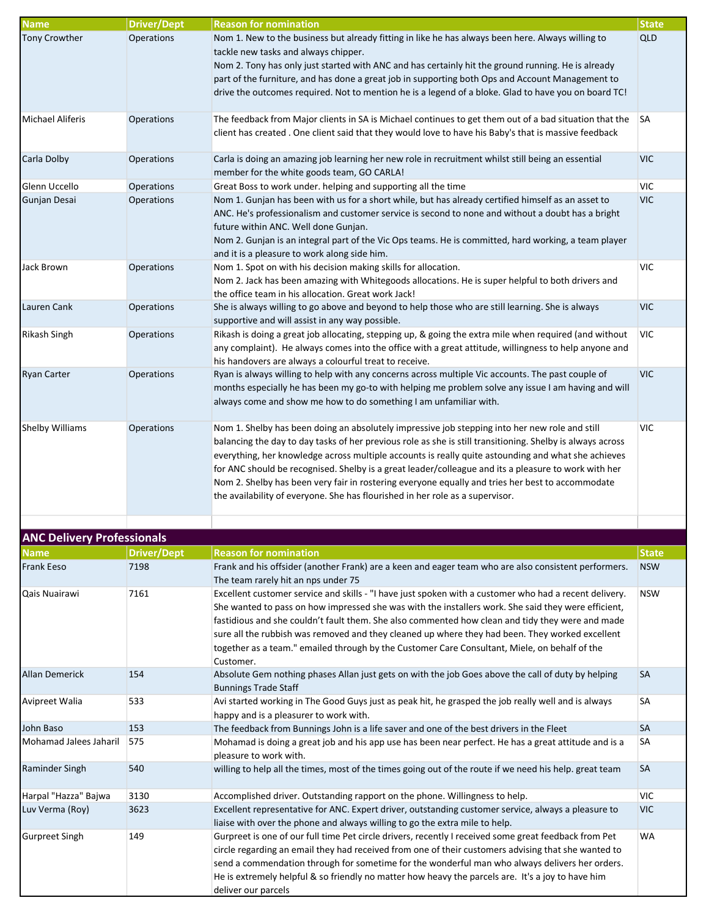| Name | Driver/Dept | Reason for nomination | State |
|---|---|---|---|
| Tony Crowther | Operations | Nom 1. New to the business but already fitting in like he has always been here. Always willing to tackle new tasks and always chipper.<br>Nom 2. Tony has only just started with ANC and has certainly hit the ground running. He is already part of the furniture, and has done a great job in supporting both Ops and Account Management to drive the outcomes required. Not to mention he is a legend of a bloke. Glad to have you on board TC! | QLD |
| Michael Aliferis | Operations | The feedback from Major clients in SA is Michael continues to get them out of a bad situation that the client has created . One client said that they would love to have his Baby's that is massive feedback | SA |
| Carla Dolby | Operations | Carla is doing an amazing job learning her new role in recruitment whilst still being an essential member for the white goods team, GO CARLA! | VIC |
| Glenn Uccello | Operations | Great Boss to work under. helping and supporting all the time | VIC |
| Gunjan Desai | Operations | Nom 1. Gunjan has been with us for a short while, but has already certified himself as an asset to ANC. He's professionalism and customer service is second to none and without a doubt has a bright future within ANC. Well done Gunjan.<br>Nom 2. Gunjan is an integral part of the Vic Ops teams. He is committed, hard working, a team player and it is a pleasure to work along side him. | VIC |
| Jack Brown | Operations | Nom 1. Spot on with his decision making skills for allocation.<br>Nom 2. Jack has been amazing with Whitegoods allocations. He is super helpful to both drivers and the office team in his allocation. Great work Jack! | VIC |
| Lauren Cank | Operations | She is always willing to go above and beyond to help those who are still learning. She is always supportive and will assist in any way possible. | VIC |
| Rikash Singh | Operations | Rikash is doing a great job allocating, stepping up, & going the extra mile when required (and without any complaint). He always comes into the office with a great attitude, willingness to help anyone and his handovers are always a colourful treat to receive. | VIC |
| Ryan Carter | Operations | Ryan is always willing to help with any concerns across multiple Vic accounts. The past couple of months especially he has been my go-to with helping me problem solve any issue I am having and will always come and show me how to do something I am unfamiliar with. | VIC |
| Shelby Williams | Operations | Nom 1. Shelby has been doing an absolutely impressive job stepping into her new role and still balancing the day to day tasks of her previous role as she is still transitioning. Shelby is always across everything, her knowledge across multiple accounts is really quite astounding and what she achieves for ANC should be recognised. Shelby is a great leader/colleague and its a pleasure to work with her<br>Nom 2. Shelby has been very fair in rostering everyone equally and tries her best to accommodate the availability of everyone. She has flourished in her role as a supervisor. | VIC |

## ANC Delivery Professionals

| Name | Driver/Dept | Reason for nomination | State |
|---|---|---|---|
| Frank Eeso | 7198 | Frank and his offsider (another Frank) are a keen and eager team who are also consistent performers. The team rarely hit an nps under 75 | NSW |
| Qais Nuairawi | 7161 | Excellent customer service and skills - "I have just spoken with a customer who had a recent delivery. She wanted to pass on how impressed she was with the installers work. She said they were efficient, fastidious and she couldn't fault them. She also commented how clean and tidy they were and made sure all the rubbish was removed and they cleaned up where they had been. They worked excellent together as a team." emailed through by the Customer Care Consultant, Miele, on behalf of the Customer. | NSW |
| Allan Demerick | 154 | Absolute Gem nothing phases Allan just gets on with the job Goes above the call of duty by helping Bunnings Trade Staff | SA |
| Avipreet Walia | 533 | Avi started working in The Good Guys just as peak hit, he grasped the job really well and is always happy and is a pleasurer to work with. | SA |
| John Baso | 153 | The feedback from Bunnings John is a life saver and one of the best drivers in the Fleet | SA |
| Mohamad Jalees Jaharil | 575 | Mohamad is doing a great job and his app use has been near perfect. He has a great attitude and is a pleasure to work with. | SA |
| Raminder Singh | 540 | willing to help all the times, most of the times going out of the route if we need his help. great team | SA |
| Harpal "Hazza" Bajwa | 3130 | Accomplished driver. Outstanding rapport on the phone. Willingness to help. | VIC |
| Luv Verma (Roy) | 3623 | Excellent representative for ANC. Expert driver, outstanding customer service, always a pleasure to liaise with over the phone and always willing to go the extra mile to help. | VIC |
| Gurpreet Singh | 149 | Gurpreet is one of our full time Pet circle drivers, recently I received some great feedback from Pet circle regarding an email they had received from one of their customers advising that she wanted to send a commendation through for sometime for the wonderful man who always delivers her orders. He is extremely helpful & so friendly no matter how heavy the parcels are. It's a joy to have him deliver our parcels | WA |